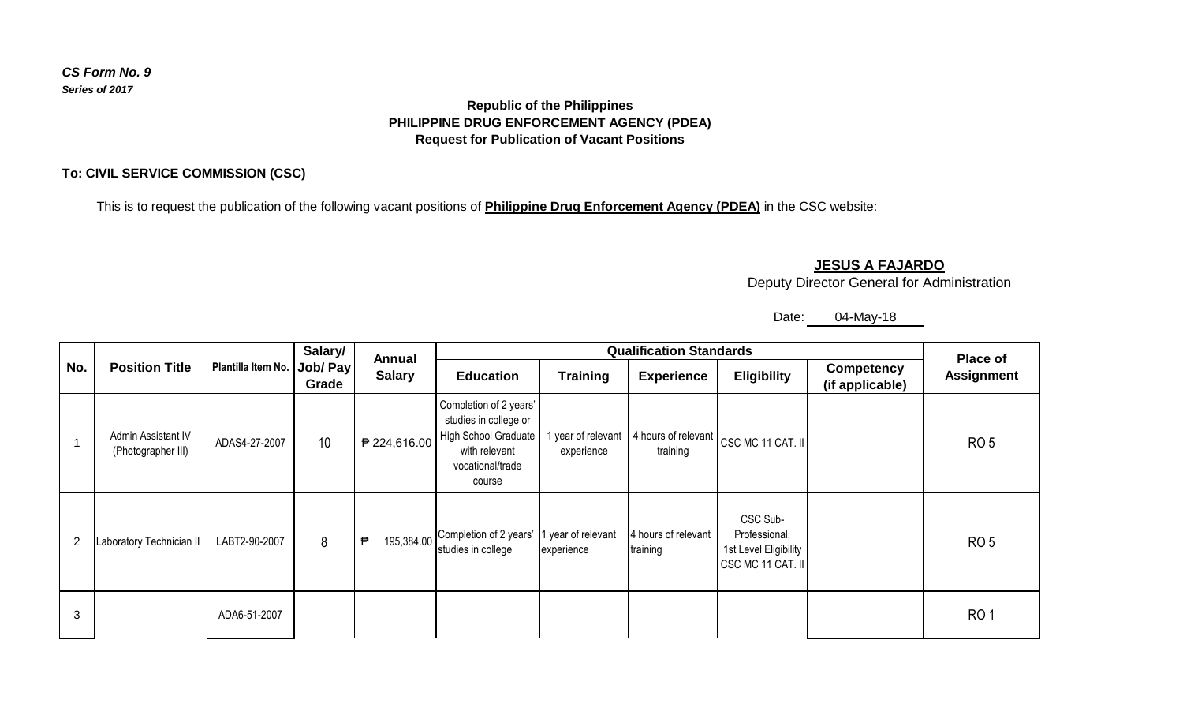***CS Form No. 9***
***Series of 2017***

**Republic of the Philippines**
**PHILIPPINE DRUG ENFORCEMENT AGENCY (PDEA)**
**Request for Publication of Vacant Positions**

**To: CIVIL SERVICE COMMISSION (CSC)**

This is to request the publication of the following vacant positions of **Philippine Drug Enforcement Agency (PDEA)** in the CSC website:

**JESUS A FAJARDO**
Deputy Director General for Administration

Date: 04-May-18

| No. | Position Title | Plantilla Item No. | Salary/ Job/ Pay Grade | Annual Salary | Qualification Standards | | | | | Place of Assignment |
|---|---|---|---|---|---|---|---|---|---|---|
| | | | | | Education | Training | Experience | Eligibility | Competency (if applicable) | |
| 1 | Admin Assistant IV (Photographer III) | ADAS4-27-2007 | 10 | ₱ 224,616.00 | Completion of 2 years' studies in college or High School Graduate with relevant vocational/trade course | 1 year of relevant experience | 4 hours of relevant training | CSC MC 11 CAT. II | | RO 5 |
| 2 | Laboratory Technician II | LABT2-90-2007 | 8 | ₱ 195,384.00 | Completion of 2 years' studies in college | 1 year of relevant experience | 4 hours of relevant training | CSC Sub-Professional, 1st Level Eligibility CSC MC 11 CAT. II | | RO 5 |
| 3 | | ADA6-51-2007 | | | | | | | | RO 1 |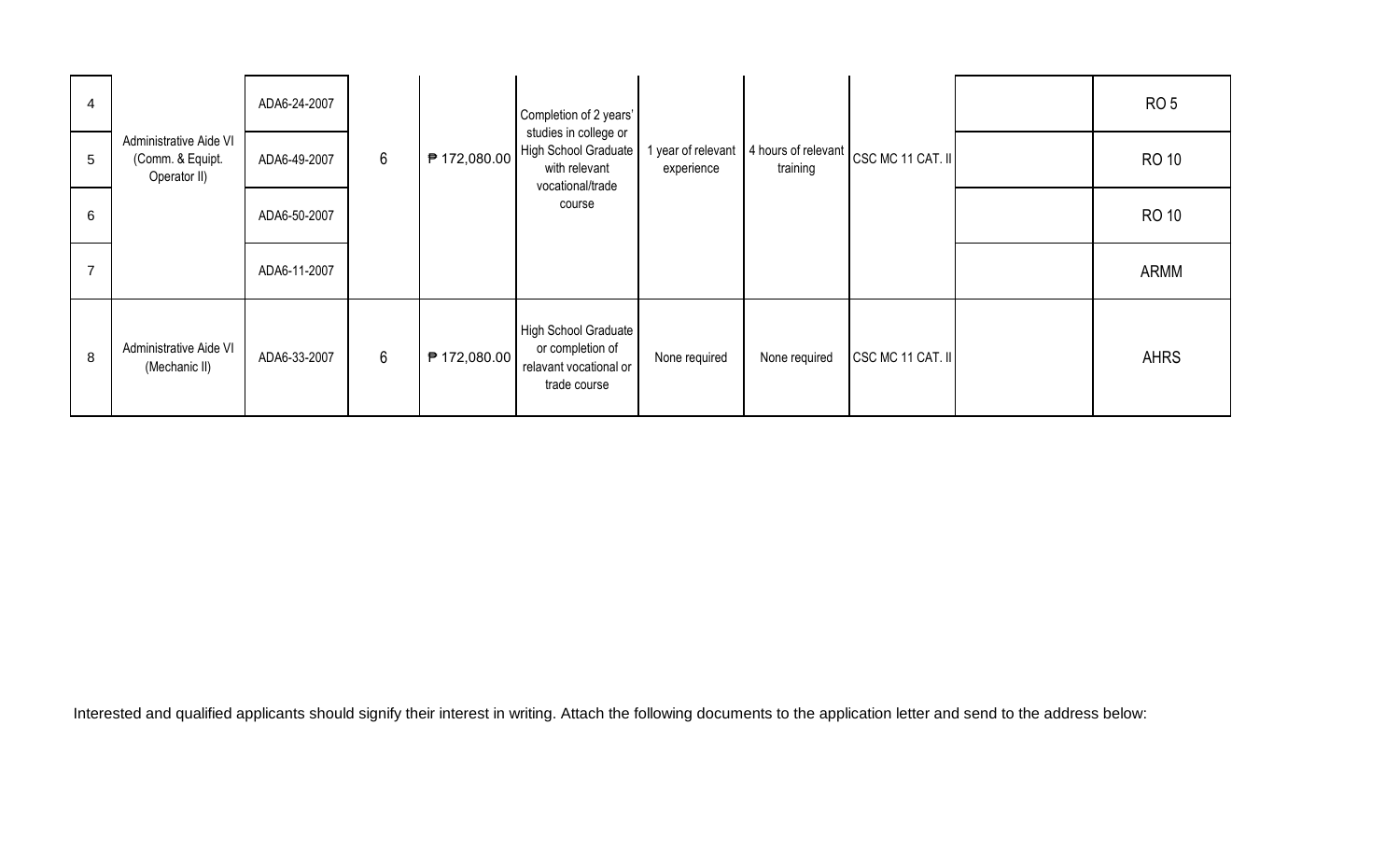| | | | | | | | | | | |
|---|---|---|---|---|---|---|---|---|---|---|
| 4 | Administrative Aide VI (Comm. & Equipt. Operator II) | ADA6-24-2007 | 6 | ₱ 172,080.00 | Completion of 2 years' studies in college or High School Graduate with relevant vocational/trade course | 1 year of relevant experience | 4 hours of relevant training | CSC MC 11 CAT. II | | RO 5 |
| 5 | | ADA6-49-2007 | | | | | | | | RO 10 |
| 6 | | ADA6-50-2007 | | | | | | | | RO 10 |
| 7 | | ADA6-11-2007 | | | | | | | | ARMM |
| 8 | Administrative Aide VI (Mechanic II) | ADA6-33-2007 | 6 | ₱ 172,080.00 | High School Graduate or completion of relavant vocational or trade course | None required | None required | CSC MC 11 CAT. II | | AHRS |

Interested and qualified applicants should signify their interest in writing. Attach the following documents to the application letter and send to the address below: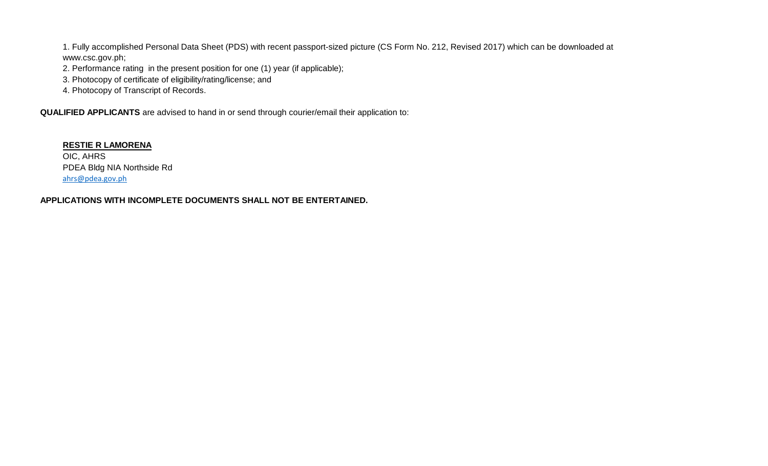1. Fully accomplished Personal Data Sheet (PDS) with recent passport-sized picture (CS Form No. 212, Revised 2017) which can be downloaded at www.csc.gov.ph;
2. Performance rating in the present position for one (1) year (if applicable);
3. Photocopy of certificate of eligibility/rating/license; and
4. Photocopy of Transcript of Records.

**QUALIFIED APPLICANTS** are advised to hand in or send through courier/email their application to:

**RESTIE R LAMORENA**
OIC, AHRS
PDEA Bldg NIA Northside Rd
ahrs@pdea.gov.ph

**APPLICATIONS WITH INCOMPLETE DOCUMENTS SHALL NOT BE ENTERTAINED.**